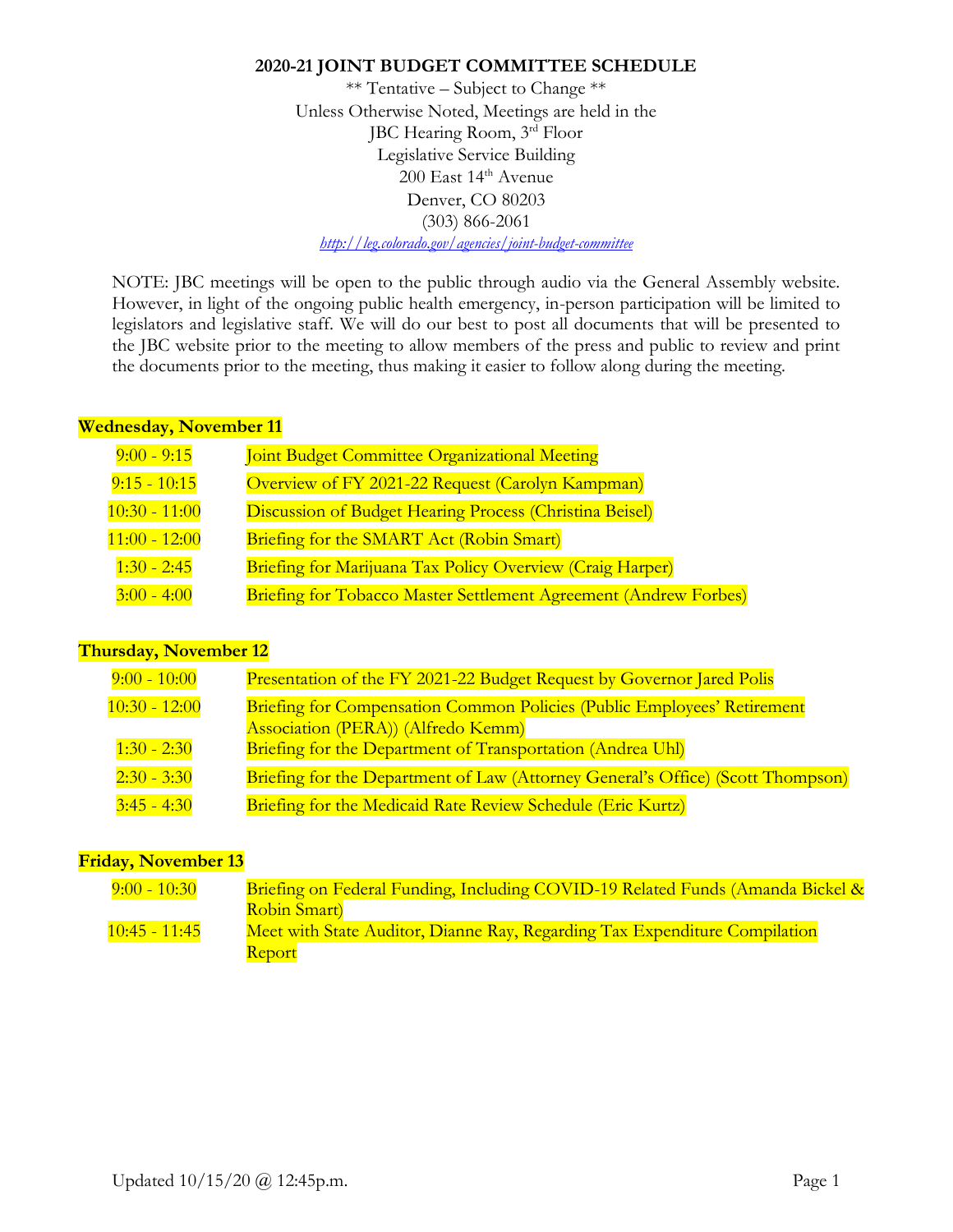**2020-21 JOINT BUDGET COMMITTEE SCHEDULE**

\*\* Tentative – Subject to Change \*\*
Unless Otherwise Noted, Meetings are held in the
JBC Hearing Room, 3rd Floor
Legislative Service Building
200 East 14th Avenue
Denver, CO 80203
(303) 866-2061
*http://leg.colorado.gov/agencies/joint-budget-committee*

NOTE: JBC meetings will be open to the public through audio via the General Assembly website. However, in light of the ongoing public health emergency, in-person participation will be limited to legislators and legislative staff. We will do our best to post all documents that will be presented to the JBC website prior to the meeting to allow members of the press and public to review and print the documents prior to the meeting, thus making it easier to follow along during the meeting.

**Wednesday, November 11**

| | |
|---|---|
| 9:00 - 9:15 | Joint Budget Committee Organizational Meeting |
| 9:15 - 10:15 | Overview of FY 2021-22 Request (Carolyn Kampman) |
| 10:30 - 11:00 | Discussion of Budget Hearing Process (Christina Beisel) |
| 11:00 - 12:00 | Briefing for the SMART Act (Robin Smart) |
| 1:30 - 2:45 | Briefing for Marijuana Tax Policy Overview (Craig Harper) |
| 3:00 - 4:00 | Briefing for Tobacco Master Settlement Agreement (Andrew Forbes) |

**Thursday, November 12**

| | |
|---|---|
| 9:00 - 10:00 | Presentation of the FY 2021-22 Budget Request by Governor Jared Polis |
| 10:30 - 12:00 | Briefing for Compensation Common Policies (Public Employees' Retirement Association (PERA)) (Alfredo Kemm) |
| 1:30 - 2:30 | Briefing for the Department of Transportation (Andrea Uhl) |
| 2:30 - 3:30 | Briefing for the Department of Law (Attorney General's Office) (Scott Thompson) |
| 3:45 - 4:30 | Briefing for the Medicaid Rate Review Schedule (Eric Kurtz) |

**Friday, November 13**

| | |
|---|---|
| 9:00 - 10:30 | Briefing on Federal Funding, Including COVID-19 Related Funds (Amanda Bickel & Robin Smart) |
| 10:45 - 11:45 | Meet with State Auditor, Dianne Ray, Regarding Tax Expenditure Compilation Report |

Updated 10/15/20 @ 12:45p.m.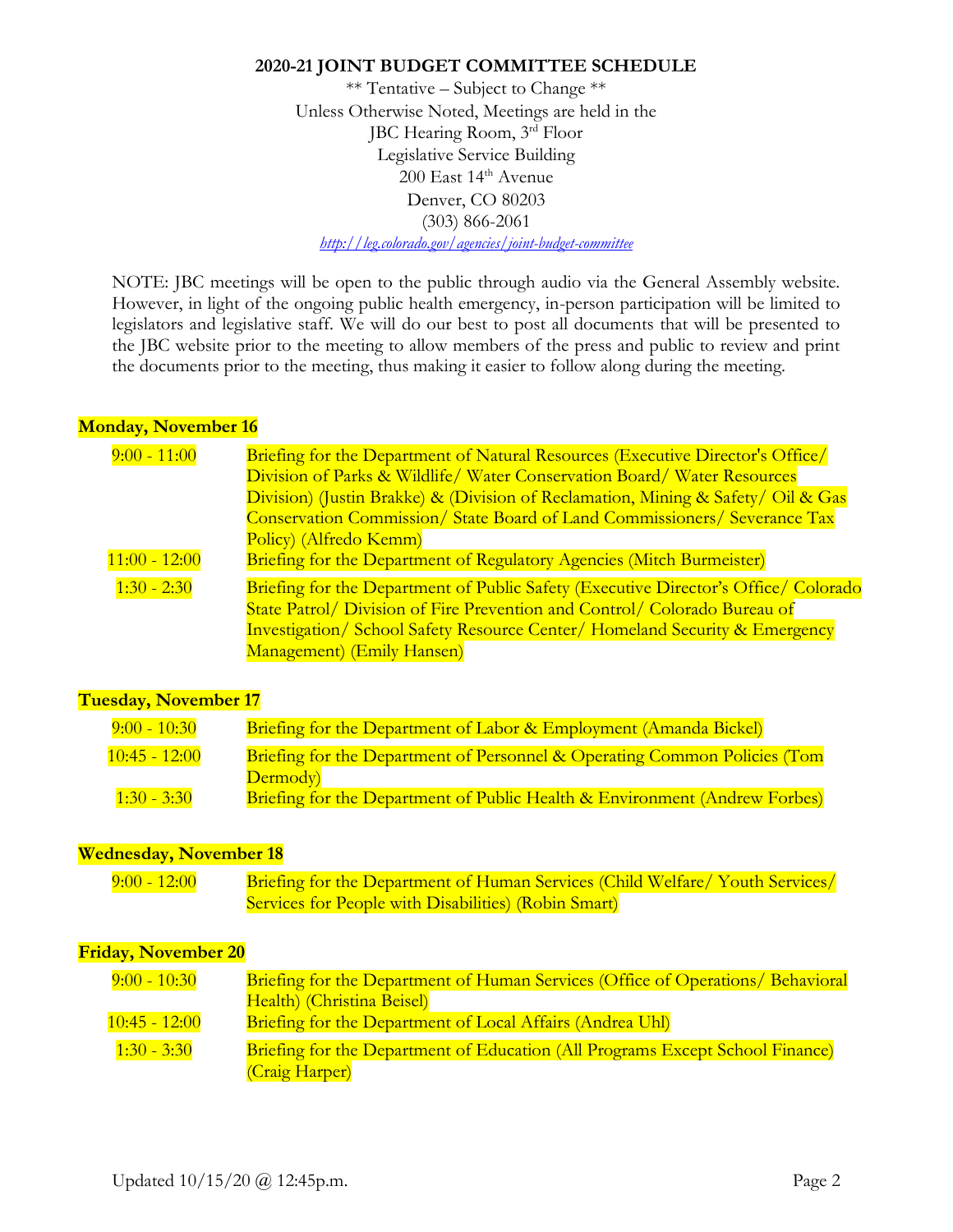**2020-21 JOINT BUDGET COMMITTEE SCHEDULE**

\*\* Tentative – Subject to Change \*\*
Unless Otherwise Noted, Meetings are held in the
JBC Hearing Room, 3rd Floor
Legislative Service Building
200 East 14th Avenue
Denver, CO 80203
(303) 866-2061
*http://leg.colorado.gov/agencies/joint-budget-committee*

NOTE: JBC meetings will be open to the public through audio via the General Assembly website. However, in light of the ongoing public health emergency, in-person participation will be limited to legislators and legislative staff. We will do our best to post all documents that will be presented to the JBC website prior to the meeting to allow members of the press and public to review and print the documents prior to the meeting, thus making it easier to follow along during the meeting.

**Monday, November 16**

| | |
|---|---|
| 9:00 - 11:00 | Briefing for the Department of Natural Resources (Executive Director's Office/ Division of Parks & Wildlife/ Water Conservation Board/ Water Resources Division) (Justin Brakke) & (Division of Reclamation, Mining & Safety/ Oil & Gas Conservation Commission/ State Board of Land Commissioners/ Severance Tax Policy) (Alfredo Kemm) |
| 11:00 - 12:00 | Briefing for the Department of Regulatory Agencies (Mitch Burmeister) |
| 1:30 - 2:30 | Briefing for the Department of Public Safety (Executive Director's Office/ Colorado State Patrol/ Division of Fire Prevention and Control/ Colorado Bureau of Investigation/ School Safety Resource Center/ Homeland Security & Emergency Management) (Emily Hansen) |

**Tuesday, November 17**

| | |
|---|---|
| 9:00 - 10:30 | Briefing for the Department of Labor & Employment (Amanda Bickel) |
| 10:45 - 12:00 | Briefing for the Department of Personnel & Operating Common Policies (Tom Dermody) |
| 1:30 - 3:30 | Briefing for the Department of Public Health & Environment (Andrew Forbes) |

**Wednesday, November 18**

| | |
|---|---|
| 9:00 - 12:00 | Briefing for the Department of Human Services (Child Welfare/ Youth Services/ Services for People with Disabilities) (Robin Smart) |

**Friday, November 20**

| | |
|---|---|
| 9:00 - 10:30 | Briefing for the Department of Human Services (Office of Operations/ Behavioral Health) (Christina Beisel) |
| 10:45 - 12:00 | Briefing for the Department of Local Affairs (Andrea Uhl) |
| 1:30 - 3:30 | Briefing for the Department of Education (All Programs Except School Finance) (Craig Harper) |

Updated 10/15/20 @ 12:45p.m.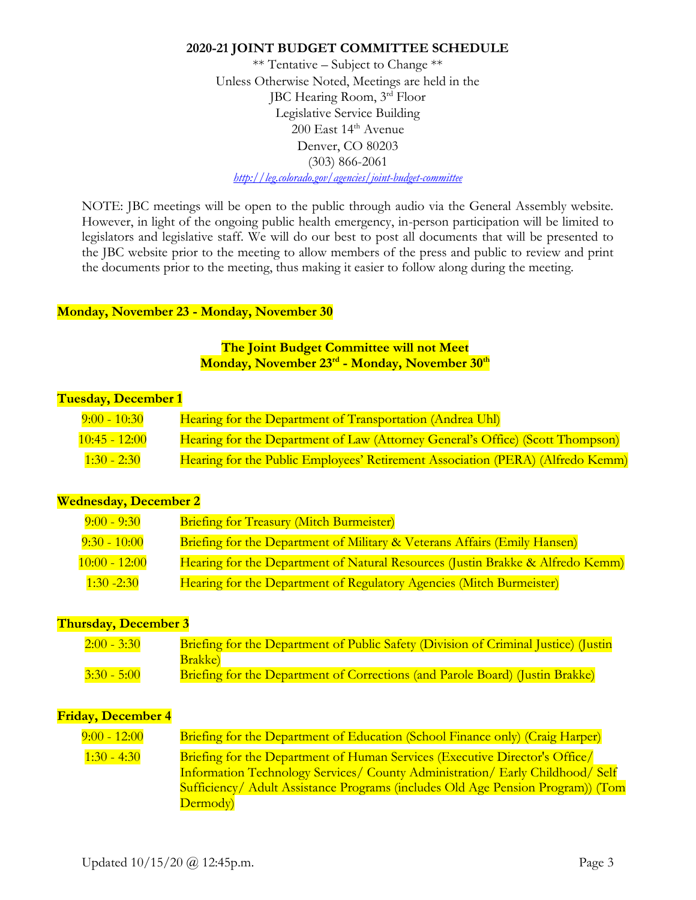**2020-21 JOINT BUDGET COMMITTEE SCHEDULE**

\*\* Tentative – Subject to Change \*\*
Unless Otherwise Noted, Meetings are held in the
JBC Hearing Room, 3rd Floor
Legislative Service Building
200 East 14th Avenue
Denver, CO 80203
(303) 866-2061
*http://leg.colorado.gov/agencies/joint-budget-committee*

NOTE: JBC meetings will be open to the public through audio via the General Assembly website. However, in light of the ongoing public health emergency, in-person participation will be limited to legislators and legislative staff. We will do our best to post all documents that will be presented to the JBC website prior to the meeting to allow members of the press and public to review and print the documents prior to the meeting, thus making it easier to follow along during the meeting.

**Monday, November 23 - Monday, November 30**

**The Joint Budget Committee will not Meet**
**Monday, November 23rd - Monday, November 30th**

**Tuesday, December 1**

| | |
|---|---|
| 9:00 - 10:30 | Hearing for the Department of Transportation (Andrea Uhl) |
| 10:45 - 12:00 | Hearing for the Department of Law (Attorney General's Office) (Scott Thompson) |
| 1:30 - 2:30 | Hearing for the Public Employees' Retirement Association (PERA) (Alfredo Kemm) |

**Wednesday, December 2**

| | |
|---|---|
| 9:00 - 9:30 | Briefing for Treasury (Mitch Burmeister) |
| 9:30 - 10:00 | Briefing for the Department of Military & Veterans Affairs (Emily Hansen) |
| 10:00 - 12:00 | Hearing for the Department of Natural Resources (Justin Brakke & Alfredo Kemm) |
| 1:30 -2:30 | Hearing for the Department of Regulatory Agencies (Mitch Burmeister) |

**Thursday, December 3**

| | |
|---|---|
| 2:00 - 3:30 | Briefing for the Department of Public Safety (Division of Criminal Justice) (Justin Brakke) |
| 3:30 - 5:00 | Briefing for the Department of Corrections (and Parole Board) (Justin Brakke) |

**Friday, December 4**

| | |
|---|---|
| 9:00 - 12:00 | Briefing for the Department of Education (School Finance only) (Craig Harper) |
| 1:30 - 4:30 | Briefing for the Department of Human Services (Executive Director's Office/ Information Technology Services/ County Administration/ Early Childhood/ Self Sufficiency/ Adult Assistance Programs (includes Old Age Pension Program)) (Tom Dermody) |

Updated 10/15/20 @ 12:45p.m.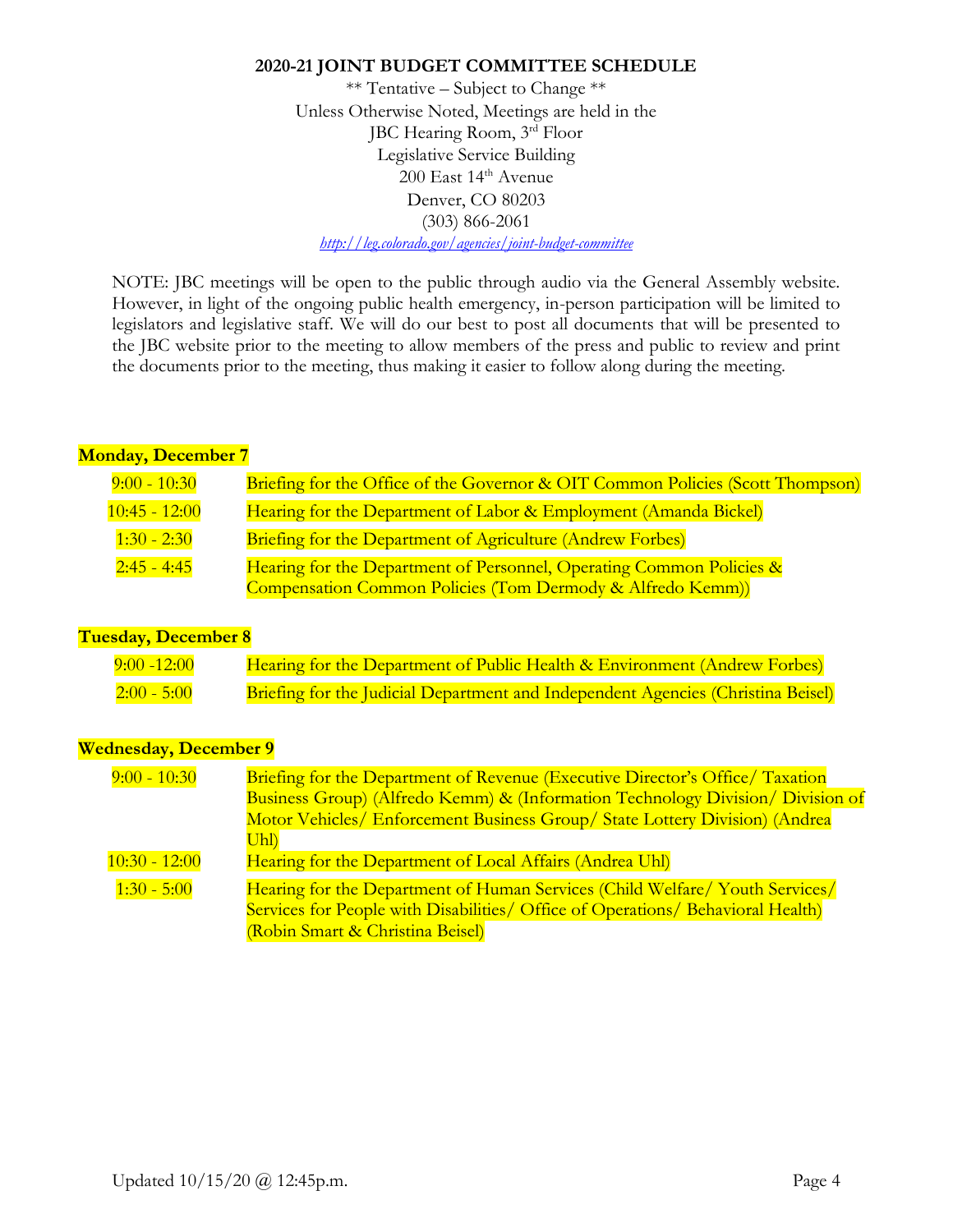**2020-21 JOINT BUDGET COMMITTEE SCHEDULE**

\*\* Tentative – Subject to Change \*\*
Unless Otherwise Noted, Meetings are held in the
JBC Hearing Room, 3rd Floor
Legislative Service Building
200 East 14th Avenue
Denver, CO 80203
(303) 866-2061
*http://leg.colorado.gov/agencies/joint-budget-committee*

NOTE: JBC meetings will be open to the public through audio via the General Assembly website. However, in light of the ongoing public health emergency, in-person participation will be limited to legislators and legislative staff. We will do our best to post all documents that will be presented to the JBC website prior to the meeting to allow members of the press and public to review and print the documents prior to the meeting, thus making it easier to follow along during the meeting.

**Monday, December 7**

| | |
|---|---|
| 9:00 - 10:30 | Briefing for the Office of the Governor & OIT Common Policies (Scott Thompson) |
| 10:45 - 12:00 | Hearing for the Department of Labor & Employment (Amanda Bickel) |
| 1:30 - 2:30 | Briefing for the Department of Agriculture (Andrew Forbes) |
| 2:45 - 4:45 | Hearing for the Department of Personnel, Operating Common Policies & Compensation Common Policies (Tom Dermody & Alfredo Kemm)) |

**Tuesday, December 8**

| | |
|---|---|
| 9:00 -12:00 | Hearing for the Department of Public Health & Environment (Andrew Forbes) |
| 2:00 - 5:00 | Briefing for the Judicial Department and Independent Agencies (Christina Beisel) |

**Wednesday, December 9**

| | |
|---|---|
| 9:00 - 10:30 | Briefing for the Department of Revenue (Executive Director's Office/ Taxation Business Group) (Alfredo Kemm) & (Information Technology Division/ Division of Motor Vehicles/ Enforcement Business Group/ State Lottery Division) (Andrea Uhl) |
| 10:30 - 12:00 | Hearing for the Department of Local Affairs (Andrea Uhl) |
| 1:30 - 5:00 | Hearing for the Department of Human Services (Child Welfare/ Youth Services/ Services for People with Disabilities/ Office of Operations/ Behavioral Health) (Robin Smart & Christina Beisel) |

Updated 10/15/20 @ 12:45p.m.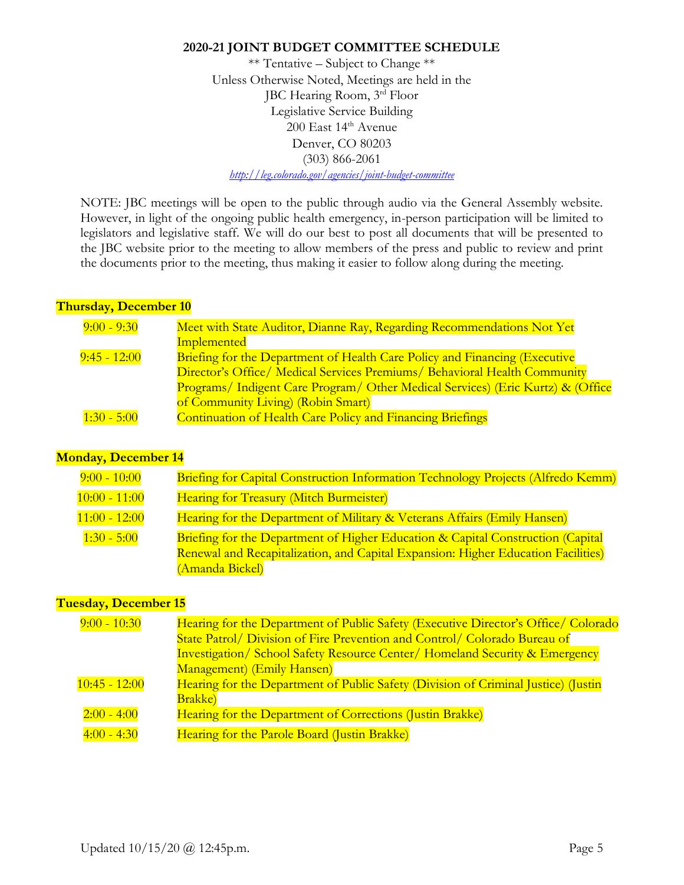**2020-21 JOINT BUDGET COMMITTEE SCHEDULE**

\*\* Tentative – Subject to Change \*\*
Unless Otherwise Noted, Meetings are held in the
JBC Hearing Room, 3rd Floor
Legislative Service Building
200 East 14th Avenue
Denver, CO 80203
(303) 866-2061
*http://leg.colorado.gov/agencies/joint-budget-committee*

NOTE: JBC meetings will be open to the public through audio via the General Assembly website. However, in light of the ongoing public health emergency, in-person participation will be limited to legislators and legislative staff. We will do our best to post all documents that will be presented to the JBC website prior to the meeting to allow members of the press and public to review and print the documents prior to the meeting, thus making it easier to follow along during the meeting.

**Thursday, December 10**

| | |
|---|---|
| 9:00 - 9:30 | Meet with State Auditor, Dianne Ray, Regarding Recommendations Not Yet Implemented |
| 9:45 - 12:00 | Briefing for the Department of Health Care Policy and Financing (Executive Director's Office/ Medical Services Premiums/ Behavioral Health Community Programs/ Indigent Care Program/ Other Medical Services) (Eric Kurtz) & (Office of Community Living) (Robin Smart) |
| 1:30 - 5:00 | Continuation of Health Care Policy and Financing Briefings |

**Monday, December 14**

| | |
|---|---|
| 9:00 - 10:00 | Briefing for Capital Construction Information Technology Projects (Alfredo Kemm) |
| 10:00 - 11:00 | Hearing for Treasury (Mitch Burmeister) |
| 11:00 - 12:00 | Hearing for the Department of Military & Veterans Affairs (Emily Hansen) |
| 1:30 - 5:00 | Briefing for the Department of Higher Education & Capital Construction (Capital Renewal and Recapitalization, and Capital Expansion: Higher Education Facilities) (Amanda Bickel) |

**Tuesday, December 15**

| | |
|---|---|
| 9:00 - 10:30 | Hearing for the Department of Public Safety (Executive Director's Office/ Colorado State Patrol/ Division of Fire Prevention and Control/ Colorado Bureau of Investigation/ School Safety Resource Center/ Homeland Security & Emergency Management) (Emily Hansen) |
| 10:45 - 12:00 | Hearing for the Department of Public Safety (Division of Criminal Justice) (Justin Brakke) |
| 2:00 - 4:00 | Hearing for the Department of Corrections (Justin Brakke) |
| 4:00 - 4:30 | Hearing for the Parole Board (Justin Brakke) |

Updated 10/15/20 @ 12:45p.m.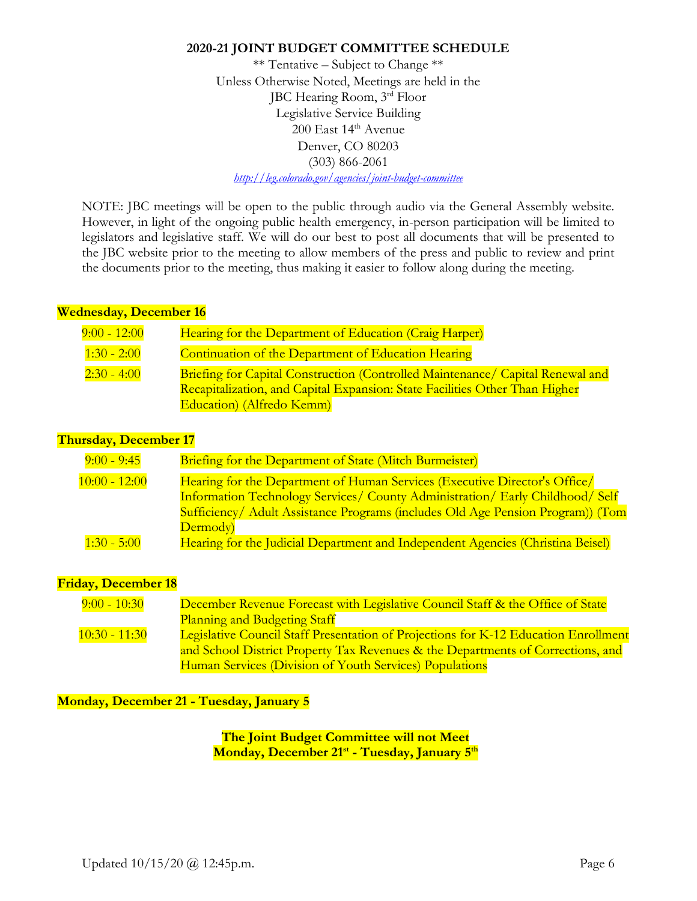**2020-21 JOINT BUDGET COMMITTEE SCHEDULE**

** Tentative – Subject to Change **
Unless Otherwise Noted, Meetings are held in the
JBC Hearing Room, 3rd Floor
Legislative Service Building
200 East 14th Avenue
Denver, CO 80203
(303) 866-2061
*http://leg.colorado.gov/agencies/joint-budget-committee*

NOTE: JBC meetings will be open to the public through audio via the General Assembly website. However, in light of the ongoing public health emergency, in-person participation will be limited to legislators and legislative staff. We will do our best to post all documents that will be presented to the JBC website prior to the meeting to allow members of the press and public to review and print the documents prior to the meeting, thus making it easier to follow along during the meeting.

**Wednesday, December 16**

| | |
|---|---|
| 9:00 - 12:00 | Hearing for the Department of Education (Craig Harper) |
| 1:30 - 2:00 | Continuation of the Department of Education Hearing |
| 2:30 - 4:00 | Briefing for Capital Construction (Controlled Maintenance/ Capital Renewal and Recapitalization, and Capital Expansion: State Facilities Other Than Higher Education) (Alfredo Kemm) |

**Thursday, December 17**

| | |
|---|---|
| 9:00 - 9:45 | Briefing for the Department of State (Mitch Burmeister) |
| 10:00 - 12:00 | Hearing for the Department of Human Services (Executive Director's Office/ Information Technology Services/ County Administration/ Early Childhood/ Self Sufficiency/ Adult Assistance Programs (includes Old Age Pension Program)) (Tom Dermody) |
| 1:30 - 5:00 | Hearing for the Judicial Department and Independent Agencies (Christina Beisel) |

**Friday, December 18**

| | |
|---|---|
| 9:00 - 10:30 | December Revenue Forecast with Legislative Council Staff & the Office of State Planning and Budgeting Staff |
| 10:30 - 11:30 | Legislative Council Staff Presentation of Projections for K-12 Education Enrollment and School District Property Tax Revenues & the Departments of Corrections, and Human Services (Division of Youth Services) Populations |

**Monday, December 21 - Tuesday, January 5**

**The Joint Budget Committee will not Meet**
**Monday, December 21st - Tuesday, January 5th**

Updated 10/15/20 @ 12:45p.m.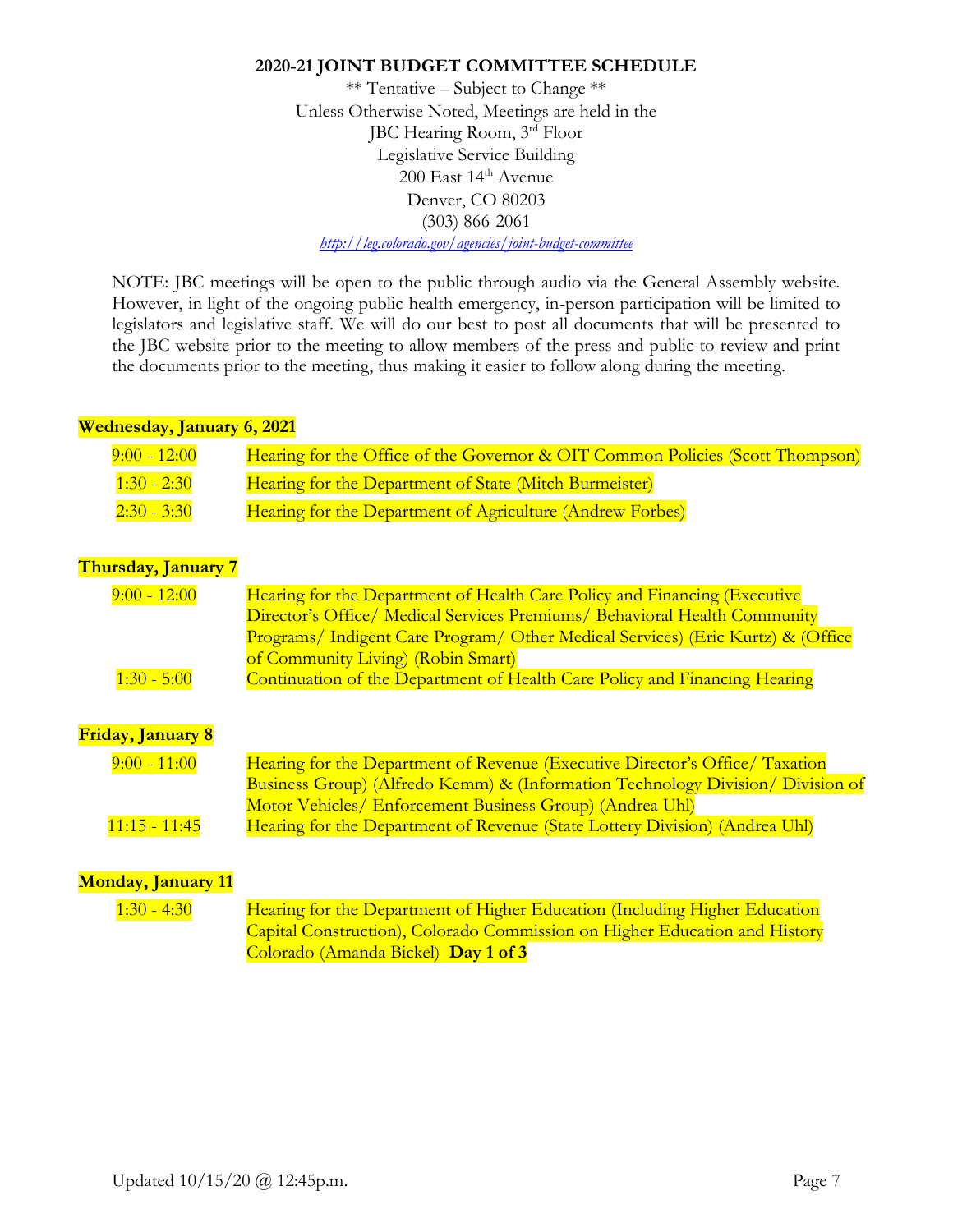## 2020-21 JOINT BUDGET COMMITTEE SCHEDULE

\*\* Tentative – Subject to Change \*\*
Unless Otherwise Noted, Meetings are held in the
JBC Hearing Room, 3rd Floor
Legislative Service Building
200 East 14th Avenue
Denver, CO 80203
(303) 866-2061
*http://leg.colorado.gov/agencies/joint-budget-committee*

NOTE: JBC meetings will be open to the public through audio via the General Assembly website. However, in light of the ongoing public health emergency, in-person participation will be limited to legislators and legislative staff. We will do our best to post all documents that will be presented to the JBC website prior to the meeting to allow members of the press and public to review and print the documents prior to the meeting, thus making it easier to follow along during the meeting.

**Wednesday, January 6, 2021**

| | |
|---|---|
| 9:00 - 12:00 | Hearing for the Office of the Governor & OIT Common Policies (Scott Thompson) |
| 1:30 - 2:30 | Hearing for the Department of State (Mitch Burmeister) |
| 2:30 - 3:30 | Hearing for the Department of Agriculture (Andrew Forbes) |

**Thursday, January 7**

| | |
|---|---|
| 9:00 - 12:00 | Hearing for the Department of Health Care Policy and Financing (Executive Director's Office/ Medical Services Premiums/ Behavioral Health Community Programs/ Indigent Care Program/ Other Medical Services) (Eric Kurtz) & (Office of Community Living) (Robin Smart) |
| 1:30 - 5:00 | Continuation of the Department of Health Care Policy and Financing Hearing |

**Friday, January 8**

| | |
|---|---|
| 9:00 - 11:00 | Hearing for the Department of Revenue (Executive Director's Office/ Taxation Business Group) (Alfredo Kemm) & (Information Technology Division/ Division of Motor Vehicles/ Enforcement Business Group) (Andrea Uhl) |
| 11:15 - 11:45 | Hearing for the Department of Revenue (State Lottery Division) (Andrea Uhl) |

**Monday, January 11**

| | |
|---|---|
| 1:30 - 4:30 | Hearing for the Department of Higher Education (Including Higher Education Capital Construction), Colorado Commission on Higher Education and History Colorado (Amanda Bickel) **Day 1 of 3** |

Updated 10/15/20 @ 12:45p.m.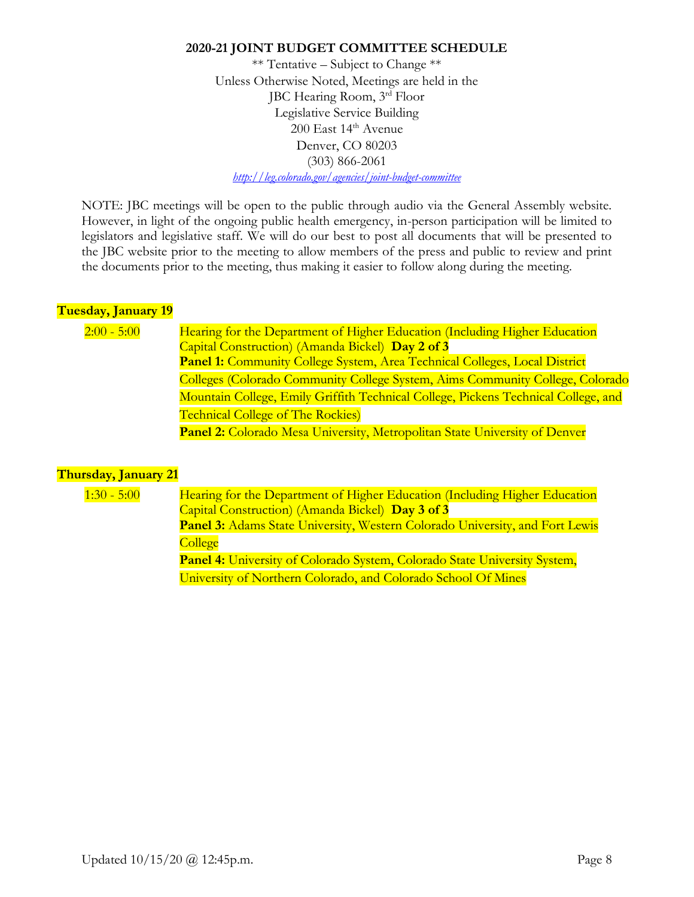**2020-21 JOINT BUDGET COMMITTEE SCHEDULE**

** Tentative – Subject to Change **

Unless Otherwise Noted, Meetings are held in the
JBC Hearing Room, 3rd Floor
Legislative Service Building
200 East 14th Avenue
Denver, CO 80203
(303) 866-2061
*http://leg.colorado.gov/agencies/joint-budget-committee*

NOTE: JBC meetings will be open to the public through audio via the General Assembly website. However, in light of the ongoing public health emergency, in-person participation will be limited to legislators and legislative staff. We will do our best to post all documents that will be presented to the JBC website prior to the meeting to allow members of the press and public to review and print the documents prior to the meeting, thus making it easier to follow along during the meeting.

**Tuesday, January 19**

| | |
|---|---|
| 2:00 - 5:00 | Hearing for the Department of Higher Education (Including Higher Education Capital Construction) (Amanda Bickel) **Day 2 of 3**<br>**Panel 1:** Community College System, Area Technical Colleges, Local District Colleges (Colorado Community College System, Aims Community College, Colorado Mountain College, Emily Griffith Technical College, Pickens Technical College, and Technical College of The Rockies)<br>**Panel 2:** Colorado Mesa University, Metropolitan State University of Denver |

**Thursday, January 21**

| | |
|---|---|
| 1:30 - 5:00 | Hearing for the Department of Higher Education (Including Higher Education Capital Construction) (Amanda Bickel) **Day 3 of 3**<br>**Panel 3:** Adams State University, Western Colorado University, and Fort Lewis College<br>**Panel 4:** University of Colorado System, Colorado State University System, University of Northern Colorado, and Colorado School Of Mines |

Updated 10/15/20 @ 12:45p.m.